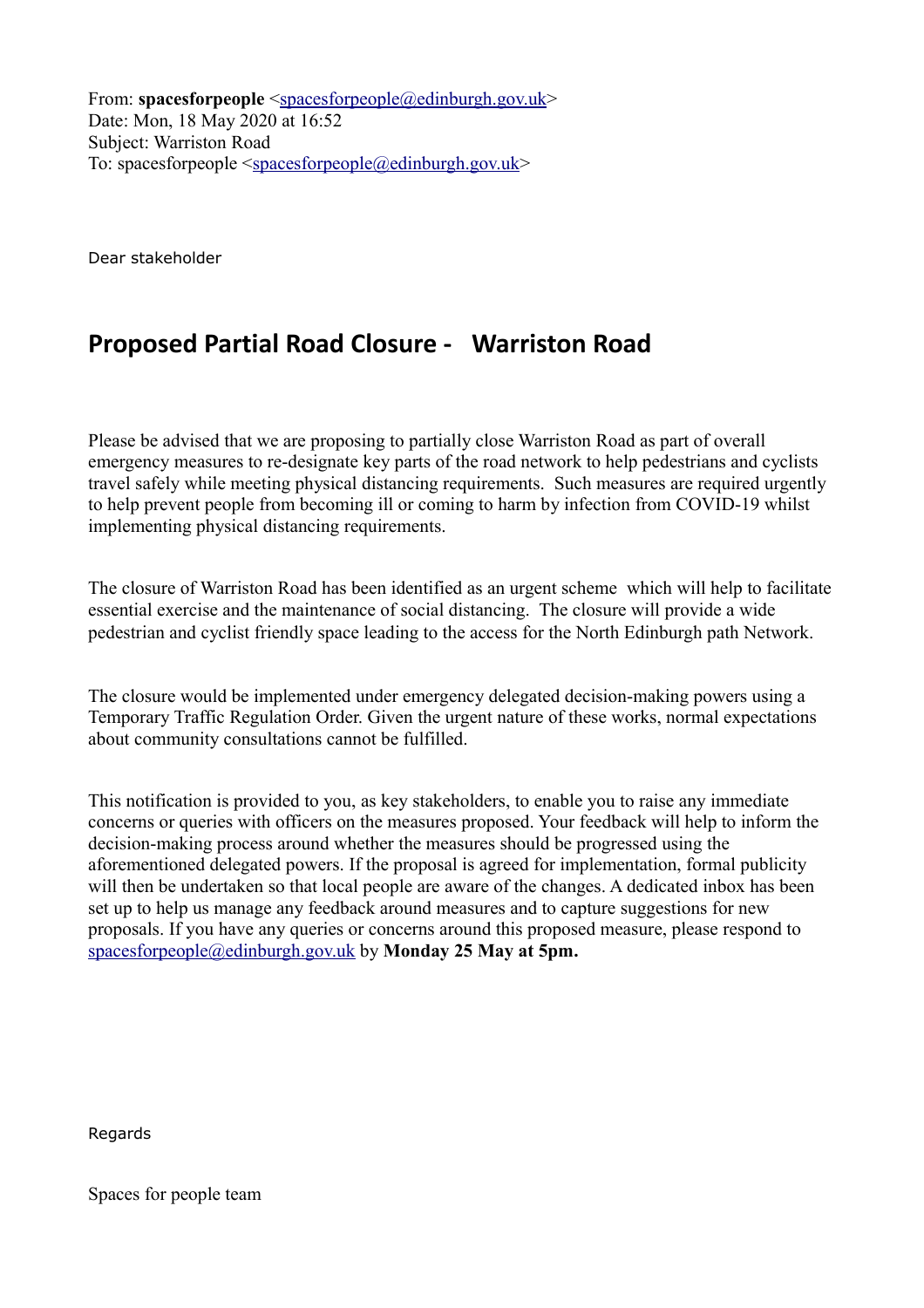From: **spacesforpeople** <spacesforpeople@edinburgh.gov.uk>
Date: Mon, 18 May 2020 at 16:52
Subject: Warriston Road
To: spacesforpeople <spacesforpeople@edinburgh.gov.uk>

Dear stakeholder

## Proposed Partial Road Closure - Warriston Road

Please be advised that we are proposing to partially close Warriston Road as part of overall emergency measures to re-designate key parts of the road network to help pedestrians and cyclists travel safely while meeting physical distancing requirements. Such measures are required urgently to help prevent people from becoming ill or coming to harm by infection from COVID-19 whilst implementing physical distancing requirements.

The closure of Warriston Road has been identified as an urgent scheme which will help to facilitate essential exercise and the maintenance of social distancing. The closure will provide a wide pedestrian and cyclist friendly space leading to the access for the North Edinburgh path Network.

The closure would be implemented under emergency delegated decision-making powers using a Temporary Traffic Regulation Order. Given the urgent nature of these works, normal expectations about community consultations cannot be fulfilled.

This notification is provided to you, as key stakeholders, to enable you to raise any immediate concerns or queries with officers on the measures proposed. Your feedback will help to inform the decision-making process around whether the measures should be progressed using the aforementioned delegated powers. If the proposal is agreed for implementation, formal publicity will then be undertaken so that local people are aware of the changes. A dedicated inbox has been set up to help us manage any feedback around measures and to capture suggestions for new proposals. If you have any queries or concerns around this proposed measure, please respond to spacesforpeople@edinburgh.gov.uk by **Monday 25 May at 5pm.**

Regards

Spaces for people team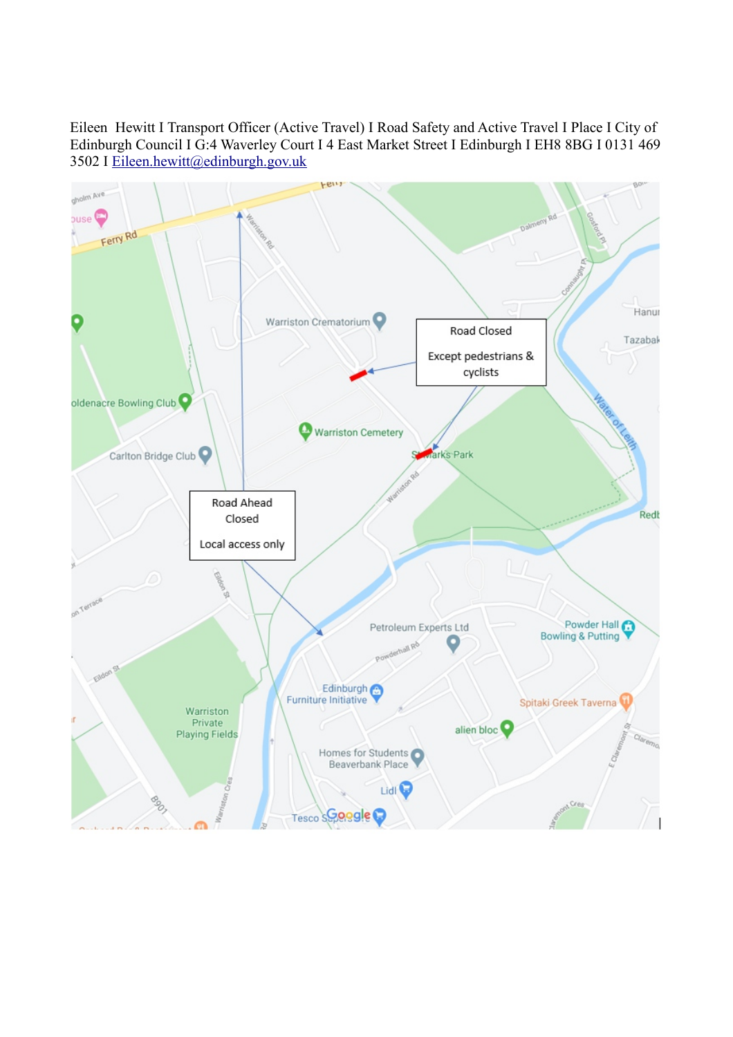Eileen  Hewitt I Transport Officer (Active Travel) I Road Safety and Active Travel I Place I City of Edinburgh Council I G:4 Waverley Court I 4 East Market Street I Edinburgh I EH8 8BG I 0131 469 3502 I Eileen.hewitt@edinburgh.gov.uk

Road Closed

Except pedestrians & cyclists

Road Ahead Closed

Local access only